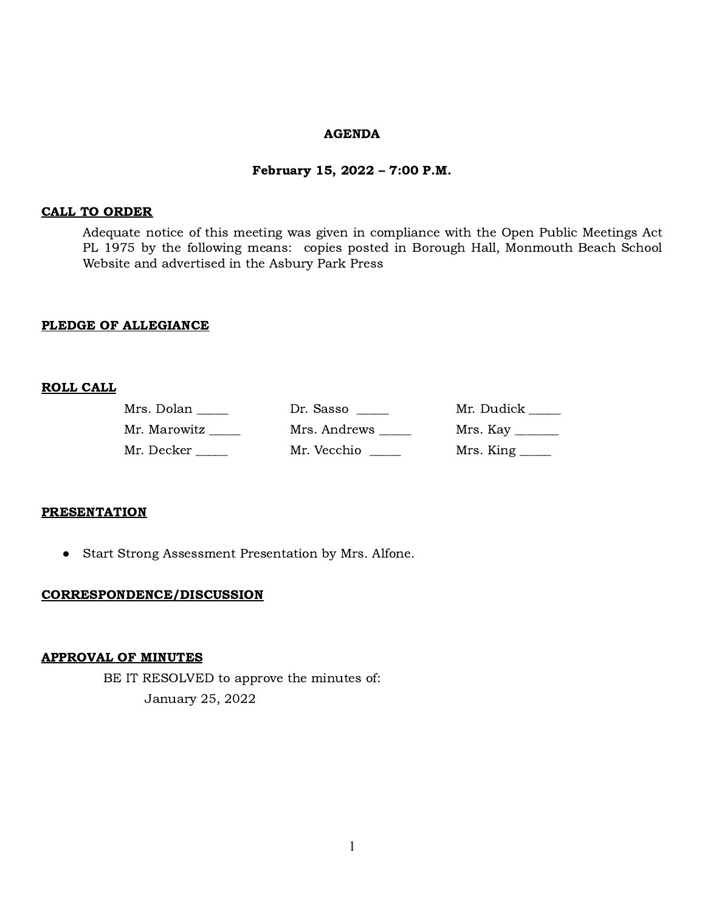# AGENDA

## February 15, 2022 – 7:00 P.M.

**CALL TO ORDER**

Adequate notice of this meeting was given in compliance with the Open Public Meetings Act PL 1975 by the following means: copies posted in Borough Hall, Monmouth Beach School Website and advertised in the Asbury Park Press

**PLEDGE OF ALLEGIANCE**

**ROLL CALL**

| | | |
|---|---|---|
| Mrs. Dolan _____ | Dr. Sasso _____ | Mr. Dudick _____ |
| Mr. Marowitz _____ | Mrs. Andrews _____ | Mrs. Kay _______ |
| Mr. Decker _____ | Mr. Vecchio _____ | Mrs. King _____ |

**PRESENTATION**

- Start Strong Assessment Presentation by Mrs. Alfone.

**CORRESPONDENCE/DISCUSSION**

**APPROVAL OF MINUTES**

BE IT RESOLVED to approve the minutes of:

January 25, 2022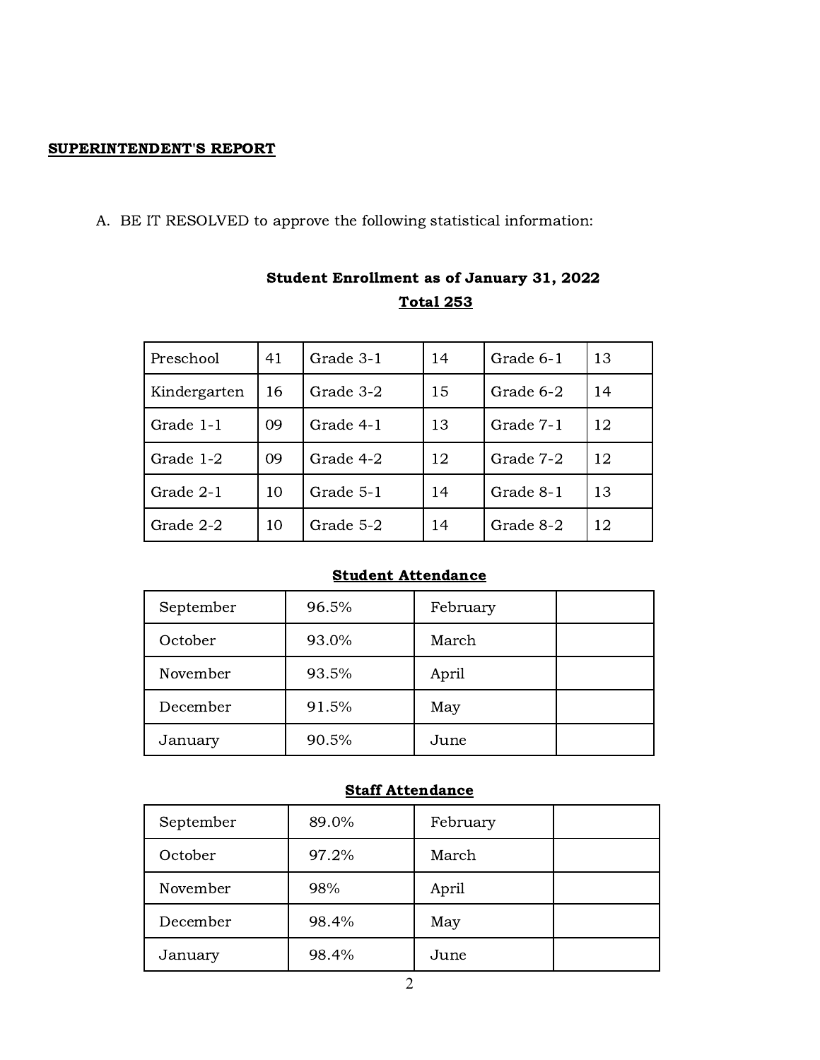**SUPERINTENDENT'S REPORT**

A. BE IT RESOLVED to approve the following statistical information:

**Student Enrollment as of January 31, 2022**

**Total 253**

| | | | | | |
|---|---|---|---|---|---|
| Preschool | 41 | Grade 3-1 | 14 | Grade 6-1 | 13 |
| Kindergarten | 16 | Grade 3-2 | 15 | Grade 6-2 | 14 |
| Grade 1-1 | 09 | Grade 4-1 | 13 | Grade 7-1 | 12 |
| Grade 1-2 | 09 | Grade 4-2 | 12 | Grade 7-2 | 12 |
| Grade 2-1 | 10 | Grade 5-1 | 14 | Grade 8-1 | 13 |
| Grade 2-2 | 10 | Grade 5-2 | 14 | Grade 8-2 | 12 |

**Student Attendance**

| | | | |
|---|---|---|---|
| September | 96.5% | February | |
| October | 93.0% | March | |
| November | 93.5% | April | |
| December | 91.5% | May | |
| January | 90.5% | June | |

**Staff Attendance**

| | | | |
|---|---|---|---|
| September | 89.0% | February | |
| October | 97.2% | March | |
| November | 98% | April | |
| December | 98.4% | May | |
| January | 98.4% | June | |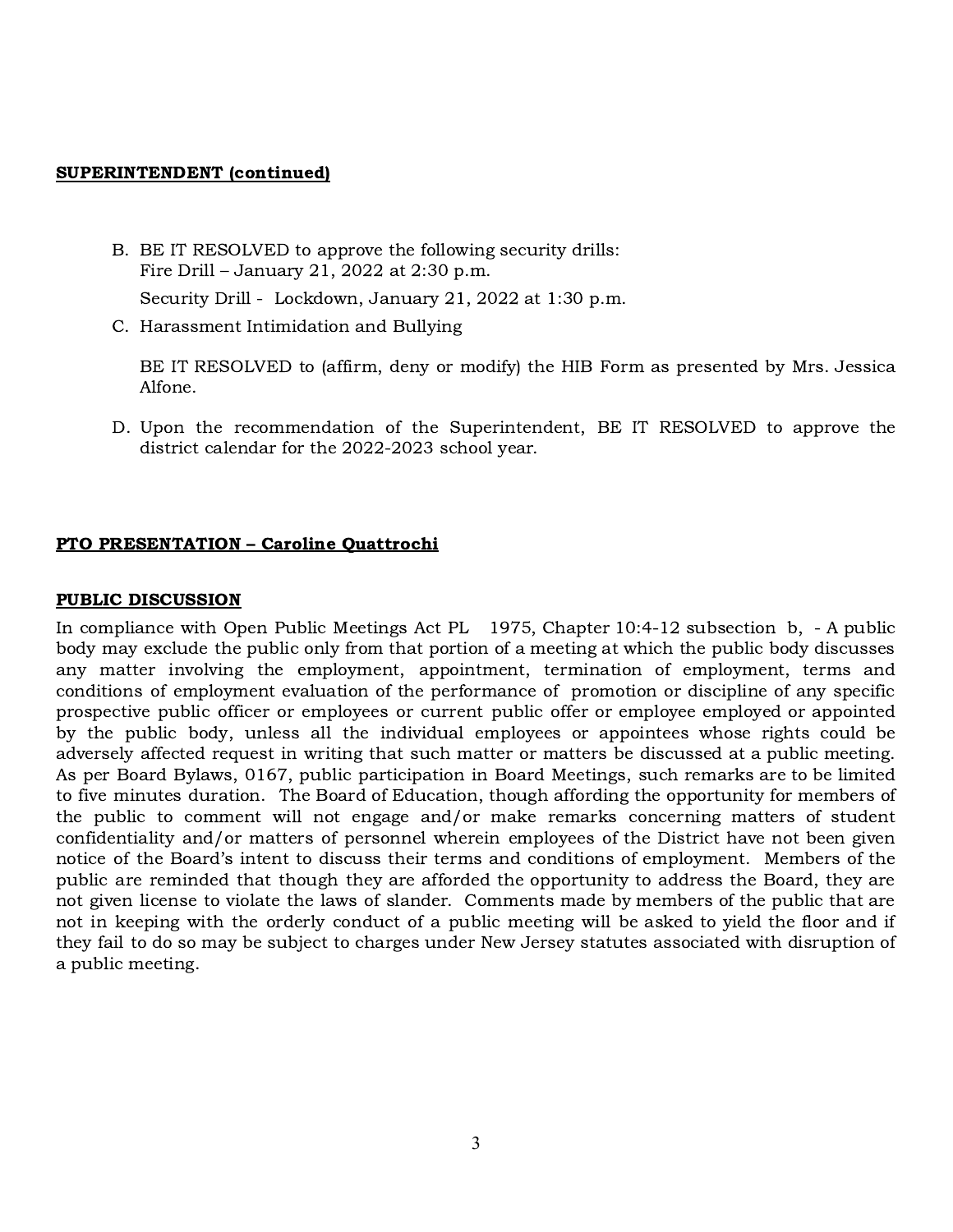**SUPERINTENDENT (continued)**

B. BE IT RESOLVED to approve the following security drills:
   Fire Drill – January 21, 2022 at 2:30 p.m.

   Security Drill - Lockdown, January 21, 2022 at 1:30 p.m.

C. Harassment Intimidation and Bullying

   BE IT RESOLVED to (affirm, deny or modify) the HIB Form as presented by Mrs. Jessica Alfone.

D. Upon the recommendation of the Superintendent, BE IT RESOLVED to approve the district calendar for the 2022-2023 school year.

**PTO PRESENTATION – Caroline Quattrochi**

**PUBLIC DISCUSSION**

In compliance with Open Public Meetings Act PL 1975, Chapter 10:4-12 subsection b, - A public body may exclude the public only from that portion of a meeting at which the public body discusses any matter involving the employment, appointment, termination of employment, terms and conditions of employment evaluation of the performance of promotion or discipline of any specific prospective public officer or employees or current public offer or employee employed or appointed by the public body, unless all the individual employees or appointees whose rights could be adversely affected request in writing that such matter or matters be discussed at a public meeting. As per Board Bylaws, 0167, public participation in Board Meetings, such remarks are to be limited to five minutes duration. The Board of Education, though affording the opportunity for members of the public to comment will not engage and/or make remarks concerning matters of student confidentiality and/or matters of personnel wherein employees of the District have not been given notice of the Board's intent to discuss their terms and conditions of employment. Members of the public are reminded that though they are afforded the opportunity to address the Board, they are not given license to violate the laws of slander. Comments made by members of the public that are not in keeping with the orderly conduct of a public meeting will be asked to yield the floor and if they fail to do so may be subject to charges under New Jersey statutes associated with disruption of a public meeting.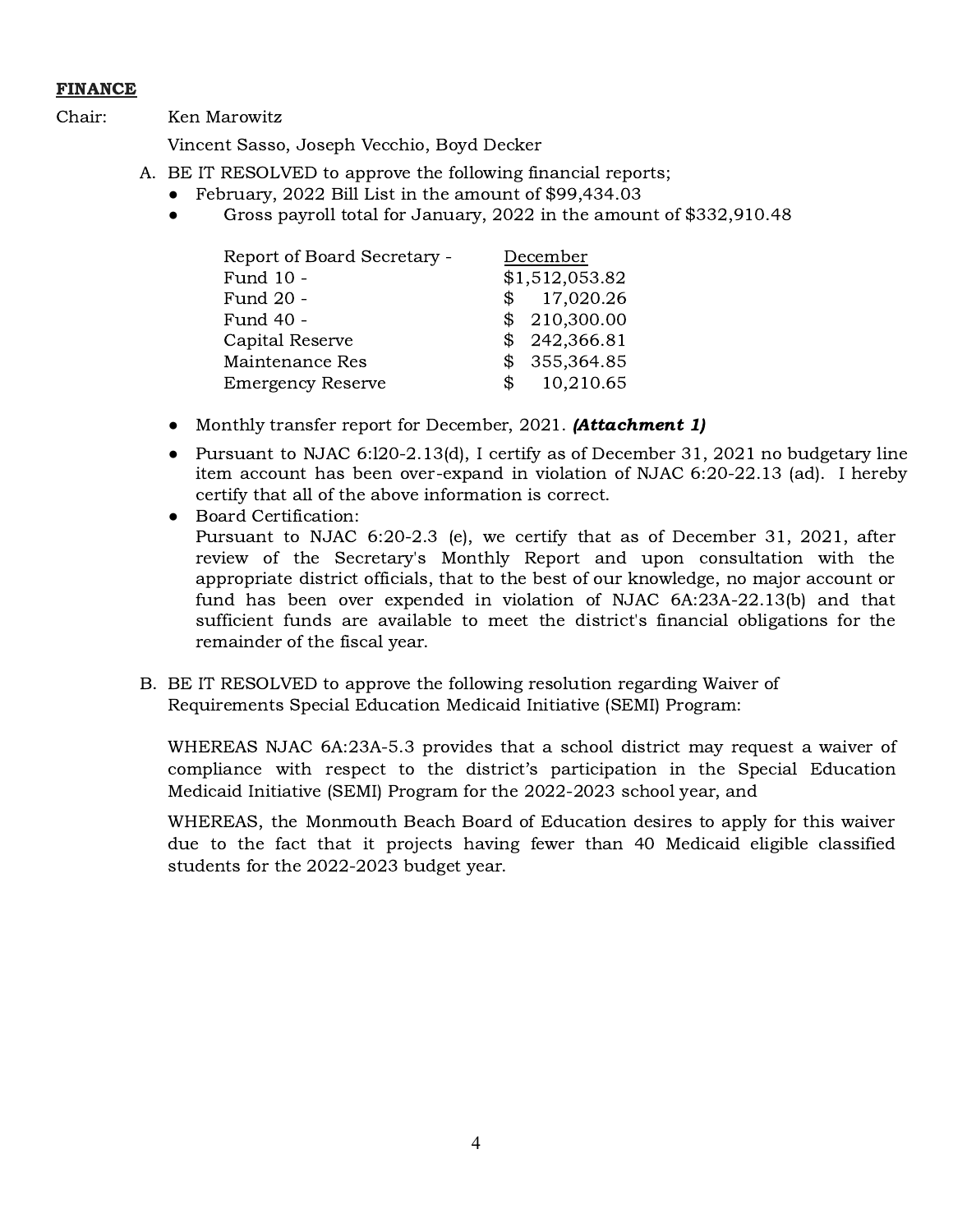**FINANCE**

Chair: Ken Marowitz

Vincent Sasso, Joseph Vecchio, Boyd Decker

A. BE IT RESOLVED to approve the following financial reports;
   - February, 2022 Bill List in the amount of $99,434.03
   - Gross payroll total for January, 2022 in the amount of $332,910.48

| Report of Board Secretary - | December |
|---|---|
| Fund 10 - | $1,512,053.82 |
| Fund 20 - | $ 17,020.26 |
| Fund 40 - | $ 210,300.00 |
| Capital Reserve | $ 242,366.81 |
| Maintenance Res | $ 355,364.85 |
| Emergency Reserve | $ 10,210.65 |

   - Monthly transfer report for December, 2021. ***(Attachment 1)***
   - Pursuant to NJAC 6:l20-2.13(d), I certify as of December 31, 2021 no budgetary line item account has been over-expand in violation of NJAC 6:20-22.13 (ad). I hereby certify that all of the above information is correct.
   - Board Certification:
     Pursuant to NJAC 6:20-2.3 (e), we certify that as of December 31, 2021, after review of the Secretary's Monthly Report and upon consultation with the appropriate district officials, that to the best of our knowledge, no major account or fund has been over expended in violation of NJAC 6A:23A-22.13(b) and that sufficient funds are available to meet the district's financial obligations for the remainder of the fiscal year.

B. BE IT RESOLVED to approve the following resolution regarding Waiver of Requirements Special Education Medicaid Initiative (SEMI) Program:

   WHEREAS NJAC 6A:23A-5.3 provides that a school district may request a waiver of compliance with respect to the district's participation in the Special Education Medicaid Initiative (SEMI) Program for the 2022-2023 school year, and

   WHEREAS, the Monmouth Beach Board of Education desires to apply for this waiver due to the fact that it projects having fewer than 40 Medicaid eligible classified students for the 2022-2023 budget year.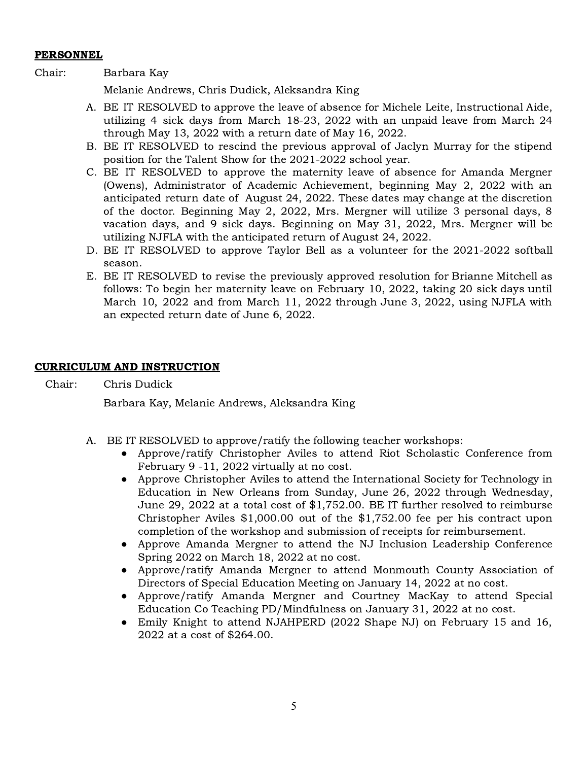**PERSONNEL**

Chair: Barbara Kay

Melanie Andrews, Chris Dudick, Aleksandra King

A. BE IT RESOLVED to approve the leave of absence for Michele Leite, Instructional Aide, utilizing 4 sick days from March 18-23, 2022 with an unpaid leave from March 24 through May 13, 2022 with a return date of May 16, 2022.
B. BE IT RESOLVED to rescind the previous approval of Jaclyn Murray for the stipend position for the Talent Show for the 2021-2022 school year.
C. BE IT RESOLVED to approve the maternity leave of absence for Amanda Mergner (Owens), Administrator of Academic Achievement, beginning May 2, 2022 with an anticipated return date of August 24, 2022. These dates may change at the discretion of the doctor. Beginning May 2, 2022, Mrs. Mergner will utilize 3 personal days, 8 vacation days, and 9 sick days. Beginning on May 31, 2022, Mrs. Mergner will be utilizing NJFLA with the anticipated return of August 24, 2022.
D. BE IT RESOLVED to approve Taylor Bell as a volunteer for the 2021-2022 softball season.
E. BE IT RESOLVED to revise the previously approved resolution for Brianne Mitchell as follows: To begin her maternity leave on February 10, 2022, taking 20 sick days until March 10, 2022 and from March 11, 2022 through June 3, 2022, using NJFLA with an expected return date of June 6, 2022.

**CURRICULUM AND INSTRUCTION**

Chair: Chris Dudick

Barbara Kay, Melanie Andrews, Aleksandra King

A. BE IT RESOLVED to approve/ratify the following teacher workshops:
   - Approve/ratify Christopher Aviles to attend Riot Scholastic Conference from February 9 -11, 2022 virtually at no cost.
   - Approve Christopher Aviles to attend the International Society for Technology in Education in New Orleans from Sunday, June 26, 2022 through Wednesday, June 29, 2022 at a total cost of $1,752.00. BE IT further resolved to reimburse Christopher Aviles $1,000.00 out of the $1,752.00 fee per his contract upon completion of the workshop and submission of receipts for reimbursement.
   - Approve Amanda Mergner to attend the NJ Inclusion Leadership Conference Spring 2022 on March 18, 2022 at no cost.
   - Approve/ratify Amanda Mergner to attend Monmouth County Association of Directors of Special Education Meeting on January 14, 2022 at no cost.
   - Approve/ratify Amanda Mergner and Courtney MacKay to attend Special Education Co Teaching PD/Mindfulness on January 31, 2022 at no cost.
   - Emily Knight to attend NJAHPERD (2022 Shape NJ) on February 15 and 16, 2022 at a cost of $264.00.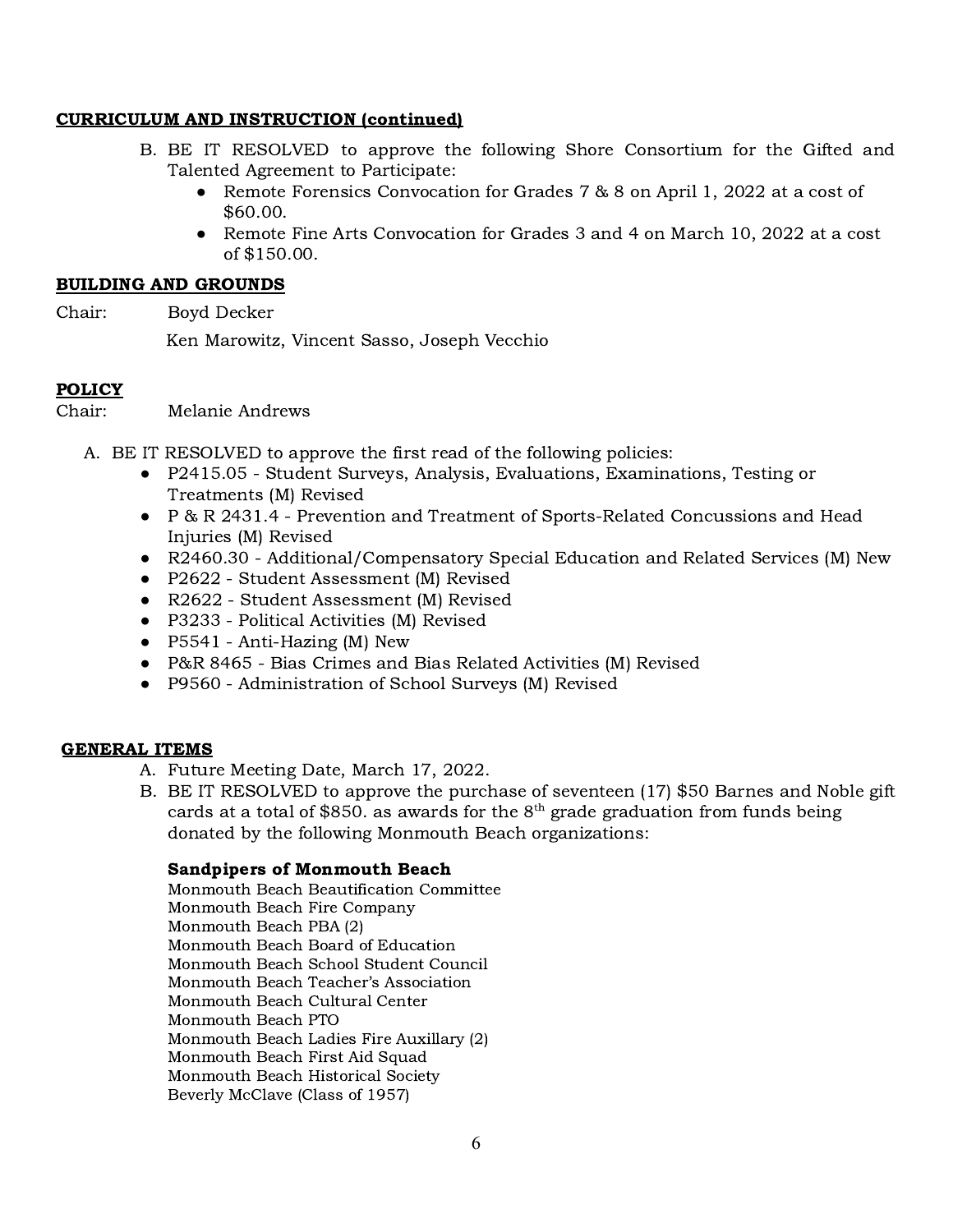**CURRICULUM AND INSTRUCTION (continued)**

B. BE IT RESOLVED to approve the following Shore Consortium for the Gifted and Talented Agreement to Participate:
   - Remote Forensics Convocation for Grades 7 & 8 on April 1, 2022 at a cost of $60.00.
   - Remote Fine Arts Convocation for Grades 3 and 4 on March 10, 2022 at a cost of $150.00.

**BUILDING AND GROUNDS**

Chair: Boyd Decker

Ken Marowitz, Vincent Sasso, Joseph Vecchio

**POLICY**

Chair: Melanie Andrews

A. BE IT RESOLVED to approve the first read of the following policies:
   - P2415.05 - Student Surveys, Analysis, Evaluations, Examinations, Testing or Treatments (M) Revised
   - P & R 2431.4 - Prevention and Treatment of Sports-Related Concussions and Head Injuries (M) Revised
   - R2460.30 - Additional/Compensatory Special Education and Related Services (M) New
   - P2622 - Student Assessment (M) Revised
   - R2622 - Student Assessment (M) Revised
   - P3233 - Political Activities (M) Revised
   - P5541 - Anti-Hazing (M) New
   - P&R 8465 - Bias Crimes and Bias Related Activities (M) Revised
   - P9560 - Administration of School Surveys (M) Revised

**GENERAL ITEMS**

A. Future Meeting Date, March 17, 2022.

B. BE IT RESOLVED to approve the purchase of seventeen (17) $50 Barnes and Noble gift cards at a total of $850. as awards for the 8th grade graduation from funds being donated by the following Monmouth Beach organizations:

   **Sandpipers of Monmouth Beach**
   Monmouth Beach Beautification Committee
   Monmouth Beach Fire Company
   Monmouth Beach PBA (2)
   Monmouth Beach Board of Education
   Monmouth Beach School Student Council
   Monmouth Beach Teacher's Association
   Monmouth Beach Cultural Center
   Monmouth Beach PTO
   Monmouth Beach Ladies Fire Auxillary (2)
   Monmouth Beach First Aid Squad
   Monmouth Beach Historical Society
   Beverly McClave (Class of 1957)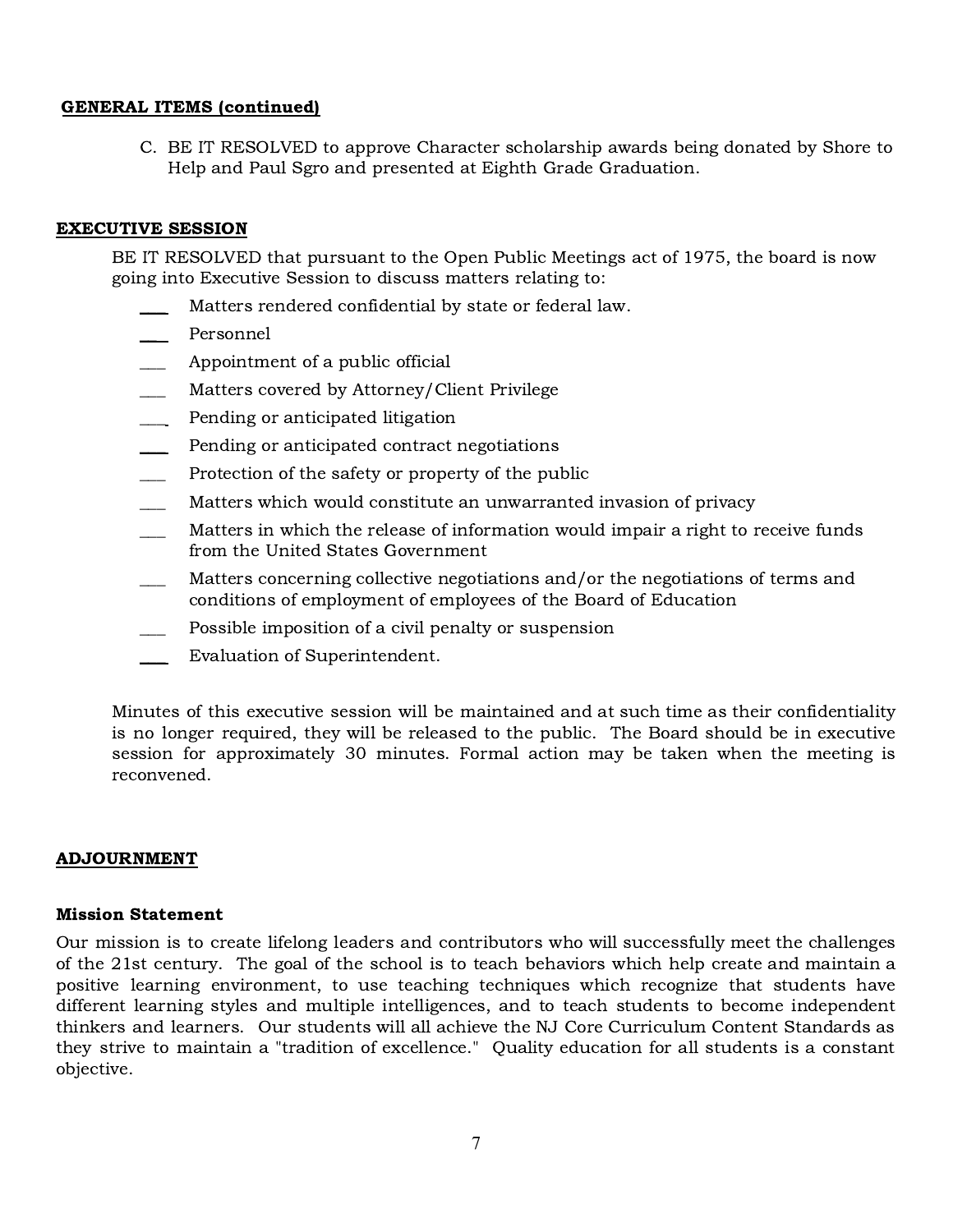**GENERAL ITEMS (continued)**

C. BE IT RESOLVED to approve Character scholarship awards being donated by Shore to Help and Paul Sgro and presented at Eighth Grade Graduation.

**EXECUTIVE SESSION**

BE IT RESOLVED that pursuant to the Open Public Meetings act of 1975, the board is now going into Executive Session to discuss matters relating to:

- ___ Matters rendered confidential by state or federal law.
- ___ Personnel
- ___ Appointment of a public official
- ___ Matters covered by Attorney/Client Privilege
- ___ Pending or anticipated litigation
- ___ Pending or anticipated contract negotiations
- ___ Protection of the safety or property of the public
- ___ Matters which would constitute an unwarranted invasion of privacy
- ___ Matters in which the release of information would impair a right to receive funds from the United States Government
- ___ Matters concerning collective negotiations and/or the negotiations of terms and conditions of employment of employees of the Board of Education
- ___ Possible imposition of a civil penalty or suspension
- ___ Evaluation of Superintendent.

Minutes of this executive session will be maintained and at such time as their confidentiality is no longer required, they will be released to the public. The Board should be in executive session for approximately 30 minutes. Formal action may be taken when the meeting is reconvened.

**ADJOURNMENT**

**Mission Statement**

Our mission is to create lifelong leaders and contributors who will successfully meet the challenges of the 21st century. The goal of the school is to teach behaviors which help create and maintain a positive learning environment, to use teaching techniques which recognize that students have different learning styles and multiple intelligences, and to teach students to become independent thinkers and learners. Our students will all achieve the NJ Core Curriculum Content Standards as they strive to maintain a "tradition of excellence." Quality education for all students is a constant objective.